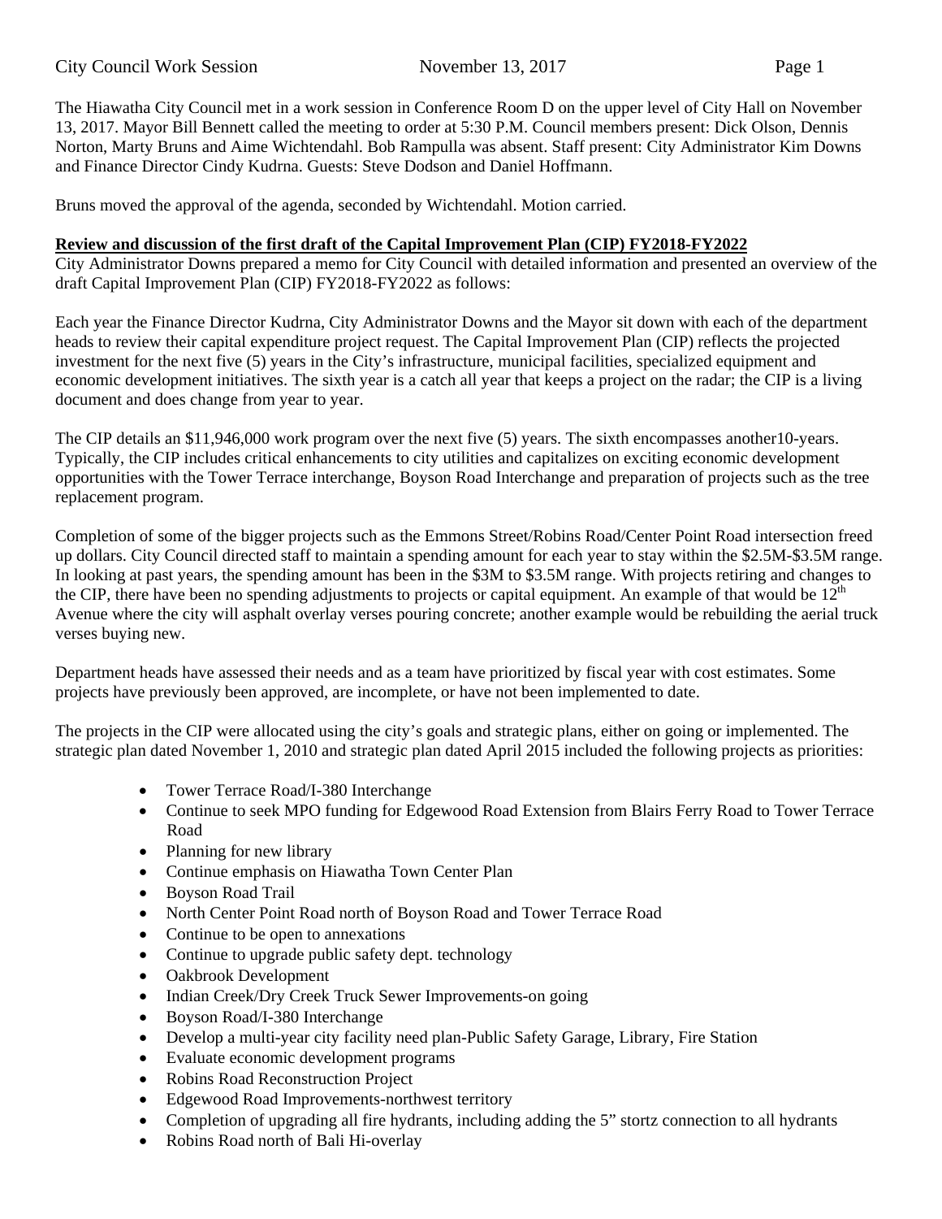The Hiawatha City Council met in a work session in Conference Room D on the upper level of City Hall on November 13, 2017. Mayor Bill Bennett called the meeting to order at 5:30 P.M. Council members present: Dick Olson, Dennis Norton, Marty Bruns and Aime Wichtendahl. Bob Rampulla was absent. Staff present: City Administrator Kim Downs and Finance Director Cindy Kudrna. Guests: Steve Dodson and Daniel Hoffmann.

Bruns moved the approval of the agenda, seconded by Wichtendahl. Motion carried.

**Review and discussion of the first draft of the Capital Improvement Plan (CIP) FY2018-FY2022**

City Administrator Downs prepared a memo for City Council with detailed information and presented an overview of the draft Capital Improvement Plan (CIP) FY2018-FY2022 as follows:

Each year the Finance Director Kudrna, City Administrator Downs and the Mayor sit down with each of the department heads to review their capital expenditure project request. The Capital Improvement Plan (CIP) reflects the projected investment for the next five (5) years in the City's infrastructure, municipal facilities, specialized equipment and economic development initiatives. The sixth year is a catch all year that keeps a project on the radar; the CIP is a living document and does change from year to year.

The CIP details an $11,946,000 work program over the next five (5) years. The sixth encompasses another10-years. Typically, the CIP includes critical enhancements to city utilities and capitalizes on exciting economic development opportunities with the Tower Terrace interchange, Boyson Road Interchange and preparation of projects such as the tree replacement program.

Completion of some of the bigger projects such as the Emmons Street/Robins Road/Center Point Road intersection freed up dollars. City Council directed staff to maintain a spending amount for each year to stay within the $2.5M-$3.5M range. In looking at past years, the spending amount has been in the $3M to $3.5M range. With projects retiring and changes to the CIP, there have been no spending adjustments to projects or capital equipment. An example of that would be 12th Avenue where the city will asphalt overlay verses pouring concrete; another example would be rebuilding the aerial truck verses buying new.

Department heads have assessed their needs and as a team have prioritized by fiscal year with cost estimates. Some projects have previously been approved, are incomplete, or have not been implemented to date.

The projects in the CIP were allocated using the city's goals and strategic plans, either on going or implemented. The strategic plan dated November 1, 2010 and strategic plan dated April 2015 included the following projects as priorities:

- Tower Terrace Road/I-380 Interchange
- Continue to seek MPO funding for Edgewood Road Extension from Blairs Ferry Road to Tower Terrace Road
- Planning for new library
- Continue emphasis on Hiawatha Town Center Plan
- Boyson Road Trail
- North Center Point Road north of Boyson Road and Tower Terrace Road
- Continue to be open to annexations
- Continue to upgrade public safety dept. technology
- Oakbrook Development
- Indian Creek/Dry Creek Truck Sewer Improvements-on going
- Boyson Road/I-380 Interchange
- Develop a multi-year city facility need plan-Public Safety Garage, Library, Fire Station
- Evaluate economic development programs
- Robins Road Reconstruction Project
- Edgewood Road Improvements-northwest territory
- Completion of upgrading all fire hydrants, including adding the 5" stortz connection to all hydrants
- Robins Road north of Bali Hi-overlay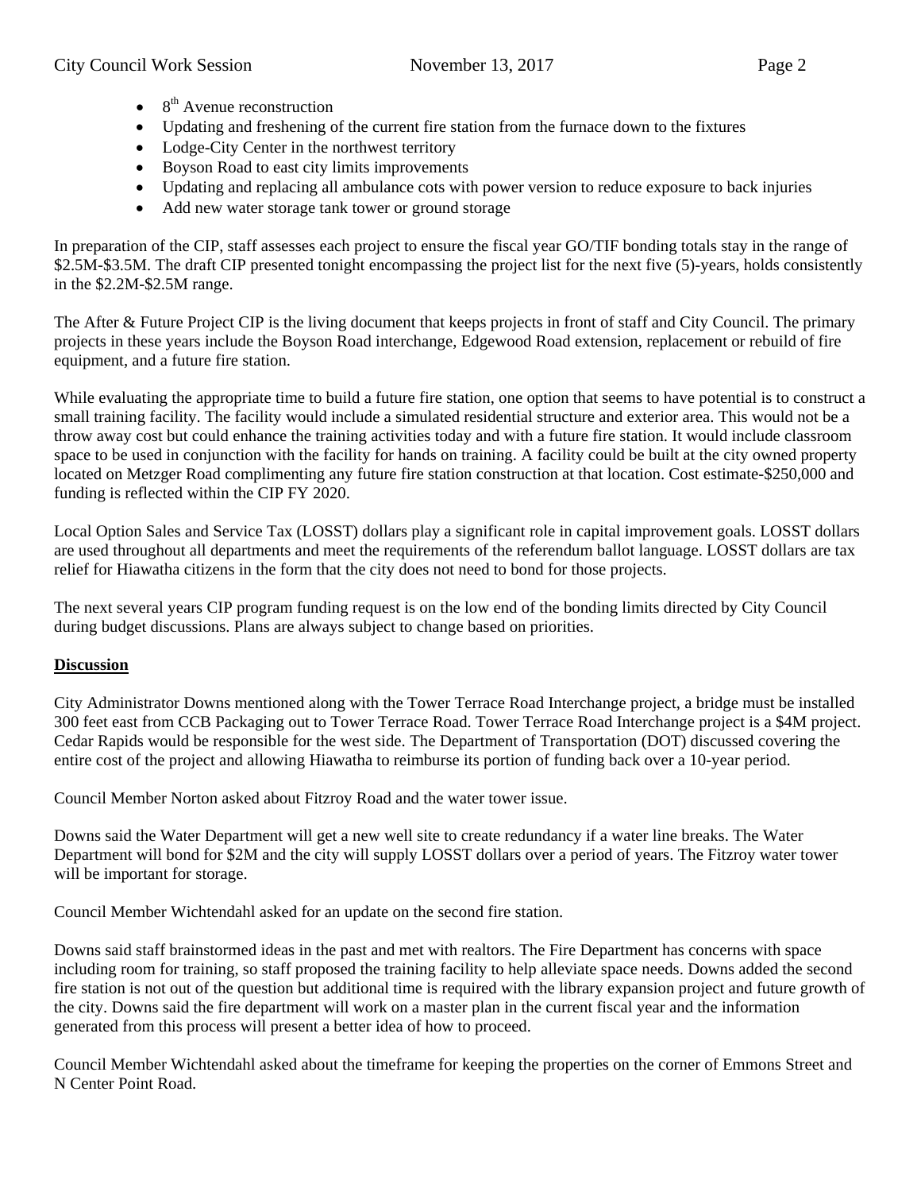- 8th Avenue reconstruction
- Updating and freshening of the current fire station from the furnace down to the fixtures
- Lodge-City Center in the northwest territory
- Boyson Road to east city limits improvements
- Updating and replacing all ambulance cots with power version to reduce exposure to back injuries
- Add new water storage tank tower or ground storage

In preparation of the CIP, staff assesses each project to ensure the fiscal year GO/TIF bonding totals stay in the range of $2.5M-$3.5M. The draft CIP presented tonight encompassing the project list for the next five (5)-years, holds consistently in the $2.2M-$2.5M range.

The After & Future Project CIP is the living document that keeps projects in front of staff and City Council. The primary projects in these years include the Boyson Road interchange, Edgewood Road extension, replacement or rebuild of fire equipment, and a future fire station.

While evaluating the appropriate time to build a future fire station, one option that seems to have potential is to construct a small training facility. The facility would include a simulated residential structure and exterior area. This would not be a throw away cost but could enhance the training activities today and with a future fire station. It would include classroom space to be used in conjunction with the facility for hands on training. A facility could be built at the city owned property located on Metzger Road complimenting any future fire station construction at that location. Cost estimate-$250,000 and funding is reflected within the CIP FY 2020.

Local Option Sales and Service Tax (LOSST) dollars play a significant role in capital improvement goals. LOSST dollars are used throughout all departments and meet the requirements of the referendum ballot language. LOSST dollars are tax relief for Hiawatha citizens in the form that the city does not need to bond for those projects.

The next several years CIP program funding request is on the low end of the bonding limits directed by City Council during budget discussions. Plans are always subject to change based on priorities.

**Discussion**

City Administrator Downs mentioned along with the Tower Terrace Road Interchange project, a bridge must be installed 300 feet east from CCB Packaging out to Tower Terrace Road. Tower Terrace Road Interchange project is a $4M project. Cedar Rapids would be responsible for the west side. The Department of Transportation (DOT) discussed covering the entire cost of the project and allowing Hiawatha to reimburse its portion of funding back over a 10-year period.

Council Member Norton asked about Fitzroy Road and the water tower issue.

Downs said the Water Department will get a new well site to create redundancy if a water line breaks. The Water Department will bond for $2M and the city will supply LOSST dollars over a period of years. The Fitzroy water tower will be important for storage.

Council Member Wichtendahl asked for an update on the second fire station.

Downs said staff brainstormed ideas in the past and met with realtors. The Fire Department has concerns with space including room for training, so staff proposed the training facility to help alleviate space needs. Downs added the second fire station is not out of the question but additional time is required with the library expansion project and future growth of the city. Downs said the fire department will work on a master plan in the current fiscal year and the information generated from this process will present a better idea of how to proceed.

Council Member Wichtendahl asked about the timeframe for keeping the properties on the corner of Emmons Street and N Center Point Road.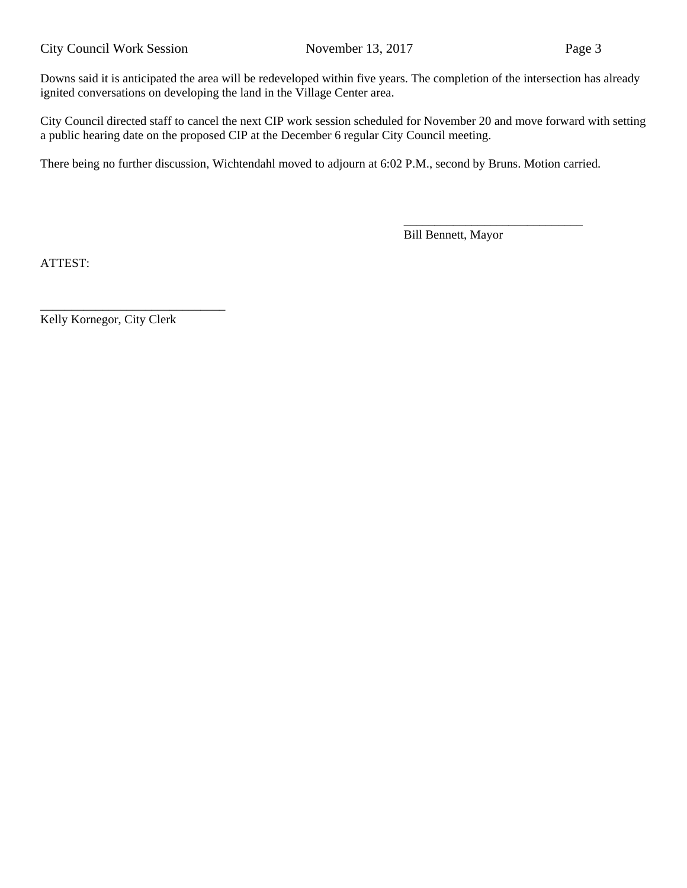Downs said it is anticipated the area will be redeveloped within five years. The completion of the intersection has already ignited conversations on developing the land in the Village Center area.

City Council directed staff to cancel the next CIP work session scheduled for November 20 and move forward with setting a public hearing date on the proposed CIP at the December 6 regular City Council meeting.

There being no further discussion, Wichtendahl moved to adjourn at 6:02 P.M., second by Bruns. Motion carried.

\_\_\_\_\_\_\_\_\_\_\_\_\_\_\_\_\_\_\_\_\_\_\_\_\_\_\_\_\_\_
Bill Bennett, Mayor

ATTEST:

\_\_\_\_\_\_\_\_\_\_\_\_\_\_\_\_\_\_\_\_\_\_\_\_\_\_\_\_\_\_
Kelly Kornegor, City Clerk